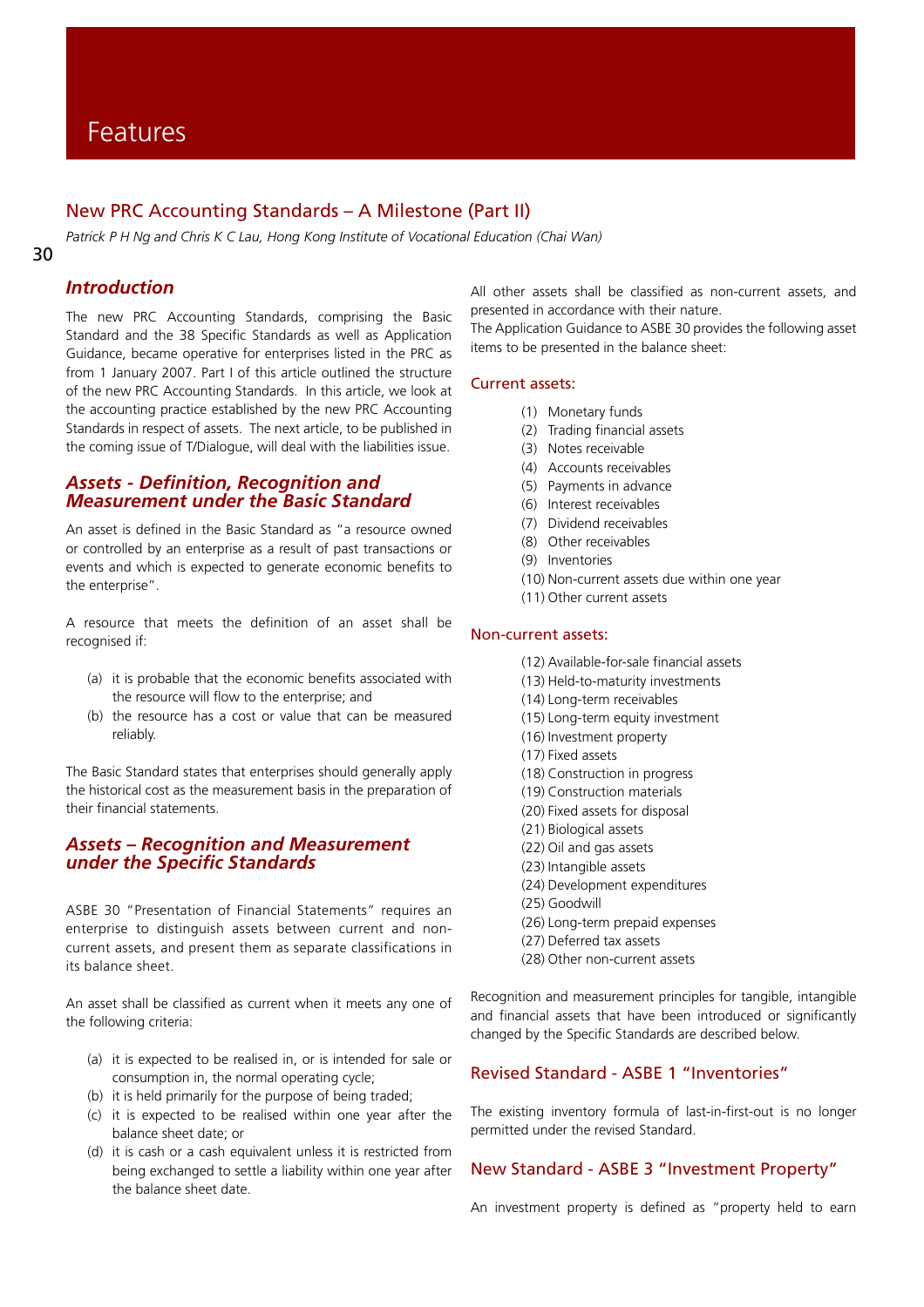# Features

## New PRC Accounting Standards – A Milestone (Part II)

*Patrick P H Ng and Chris K C Lau, Hong Kong Institute of Vocational Education (Chai Wan)*

### *Introduction*

The new PRC Accounting Standards, comprising the Basic Standard and the 38 Specific Standards as well as Application Guidance, became operative for enterprises listed in the PRC as from 1 January 2007. Part I of this article outlined the structure of the new PRC Accounting Standards. In this article, we look at the accounting practice established by the new PRC Accounting Standards in respect of assets. The next article, to be published in the coming issue of T/Dialogue, will deal with the liabilities issue.

### *Assets - Definition, Recognition and Measurement under the Basic Standard*

An asset is defined in the Basic Standard as "a resource owned or controlled by an enterprise as a result of past transactions or events and which is expected to generate economic benefits to the enterprise".

A resource that meets the definition of an asset shall be recognised if:

(a) it is probable that the economic benefits associated with the resource will flow to the enterprise; and
(b) the resource has a cost or value that can be measured reliably.

The Basic Standard states that enterprises should generally apply the historical cost as the measurement basis in the preparation of their financial statements.

### *Assets – Recognition and Measurement under the Specific Standards*

ASBE 30 "Presentation of Financial Statements" requires an enterprise to distinguish assets between current and non-current assets, and present them as separate classifications in its balance sheet.

An asset shall be classified as current when it meets any one of the following criteria:

(a) it is expected to be realised in, or is intended for sale or consumption in, the normal operating cycle;
(b) it is held primarily for the purpose of being traded;
(c) it is expected to be realised within one year after the balance sheet date; or
(d) it is cash or a cash equivalent unless it is restricted from being exchanged to settle a liability within one year after the balance sheet date.

All other assets shall be classified as non-current assets, and presented in accordance with their nature.
The Application Guidance to ASBE 30 provides the following asset items to be presented in the balance sheet:

#### Current assets:

(1) Monetary funds
(2) Trading financial assets
(3) Notes receivable
(4) Accounts receivables
(5) Payments in advance
(6) Interest receivables
(7) Dividend receivables
(8) Other receivables
(9) Inventories
(10) Non-current assets due within one year
(11) Other current assets

#### Non-current assets:

(12) Available-for-sale financial assets
(13) Held-to-maturity investments
(14) Long-term receivables
(15) Long-term equity investment
(16) Investment property
(17) Fixed assets
(18) Construction in progress
(19) Construction materials
(20) Fixed assets for disposal
(21) Biological assets
(22) Oil and gas assets
(23) Intangible assets
(24) Development expenditures
(25) Goodwill
(26) Long-term prepaid expenses
(27) Deferred tax assets
(28) Other non-current assets

Recognition and measurement principles for tangible, intangible and financial assets that have been introduced or significantly changed by the Specific Standards are described below.

### Revised Standard - ASBE 1 "Inventories"

The existing inventory formula of last-in-first-out is no longer permitted under the revised Standard.

### New Standard - ASBE 3 "Investment Property"

An investment property is defined as "property held to earn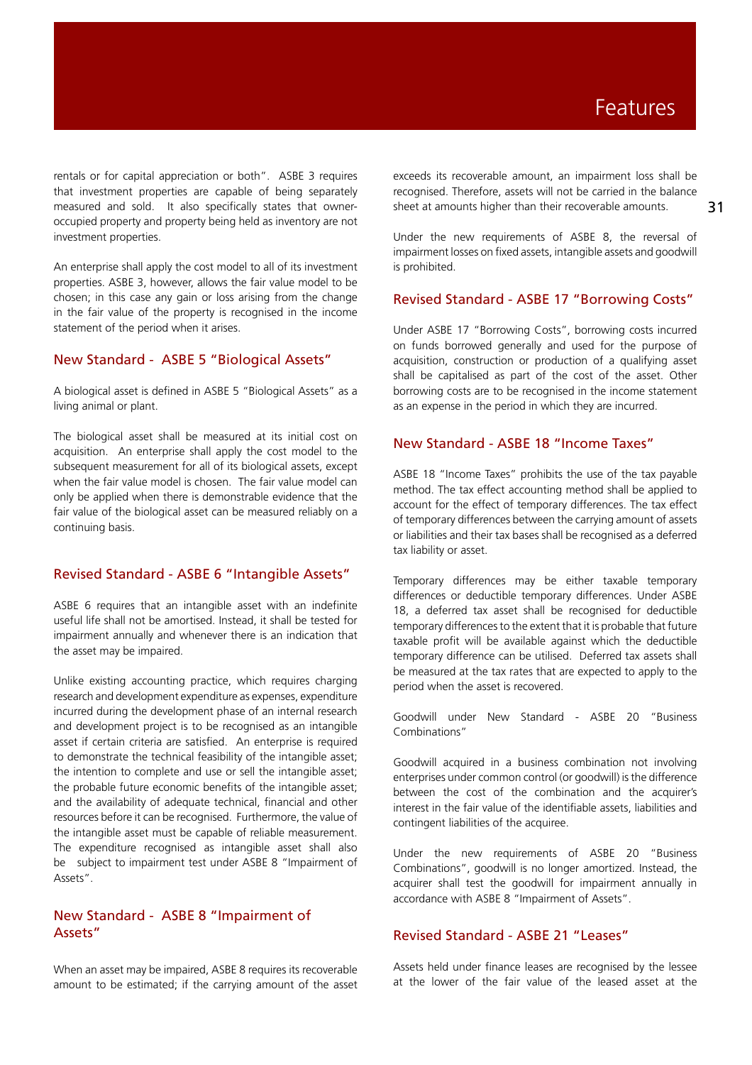rentals or for capital appreciation or both". ASBE 3 requires that investment properties are capable of being separately measured and sold. It also specifically states that owner-occupied property and property being held as inventory are not investment properties.

An enterprise shall apply the cost model to all of its investment properties. ASBE 3, however, allows the fair value model to be chosen; in this case any gain or loss arising from the change in the fair value of the property is recognised in the income statement of the period when it arises.

## New Standard - ASBE 5 "Biological Assets"

A biological asset is defined in ASBE 5 "Biological Assets" as a living animal or plant.

The biological asset shall be measured at its initial cost on acquisition. An enterprise shall apply the cost model to the subsequent measurement for all of its biological assets, except when the fair value model is chosen. The fair value model can only be applied when there is demonstrable evidence that the fair value of the biological asset can be measured reliably on a continuing basis.

## Revised Standard - ASBE 6 "Intangible Assets"

ASBE 6 requires that an intangible asset with an indefinite useful life shall not be amortised. Instead, it shall be tested for impairment annually and whenever there is an indication that the asset may be impaired.

Unlike existing accounting practice, which requires charging research and development expenditure as expenses, expenditure incurred during the development phase of an internal research and development project is to be recognised as an intangible asset if certain criteria are satisfied. An enterprise is required to demonstrate the technical feasibility of the intangible asset; the intention to complete and use or sell the intangible asset; the probable future economic benefits of the intangible asset; and the availability of adequate technical, financial and other resources before it can be recognised. Furthermore, the value of the intangible asset must be capable of reliable measurement. The expenditure recognised as intangible asset shall also be subject to impairment test under ASBE 8 "Impairment of Assets".

## New Standard - ASBE 8 "Impairment of Assets"

When an asset may be impaired, ASBE 8 requires its recoverable amount to be estimated; if the carrying amount of the asset exceeds its recoverable amount, an impairment loss shall be recognised. Therefore, assets will not be carried in the balance sheet at amounts higher than their recoverable amounts.

Under the new requirements of ASBE 8, the reversal of impairment losses on fixed assets, intangible assets and goodwill is prohibited.

## Revised Standard - ASBE 17 "Borrowing Costs"

Under ASBE 17 "Borrowing Costs", borrowing costs incurred on funds borrowed generally and used for the purpose of acquisition, construction or production of a qualifying asset shall be capitalised as part of the cost of the asset. Other borrowing costs are to be recognised in the income statement as an expense in the period in which they are incurred.

## New Standard - ASBE 18 "Income Taxes"

ASBE 18 "Income Taxes" prohibits the use of the tax payable method. The tax effect accounting method shall be applied to account for the effect of temporary differences. The tax effect of temporary differences between the carrying amount of assets or liabilities and their tax bases shall be recognised as a deferred tax liability or asset.

Temporary differences may be either taxable temporary differences or deductible temporary differences. Under ASBE 18, a deferred tax asset shall be recognised for deductible temporary differences to the extent that it is probable that future taxable profit will be available against which the deductible temporary difference can be utilised. Deferred tax assets shall be measured at the tax rates that are expected to apply to the period when the asset is recovered.

Goodwill under New Standard - ASBE 20 "Business Combinations"

Goodwill acquired in a business combination not involving enterprises under common control (or goodwill) is the difference between the cost of the combination and the acquirer's interest in the fair value of the identifiable assets, liabilities and contingent liabilities of the acquiree.

Under the new requirements of ASBE 20 "Business Combinations", goodwill is no longer amortized. Instead, the acquirer shall test the goodwill for impairment annually in accordance with ASBE 8 "Impairment of Assets".

## Revised Standard - ASBE 21 "Leases"

Assets held under finance leases are recognised by the lessee at the lower of the fair value of the leased asset at the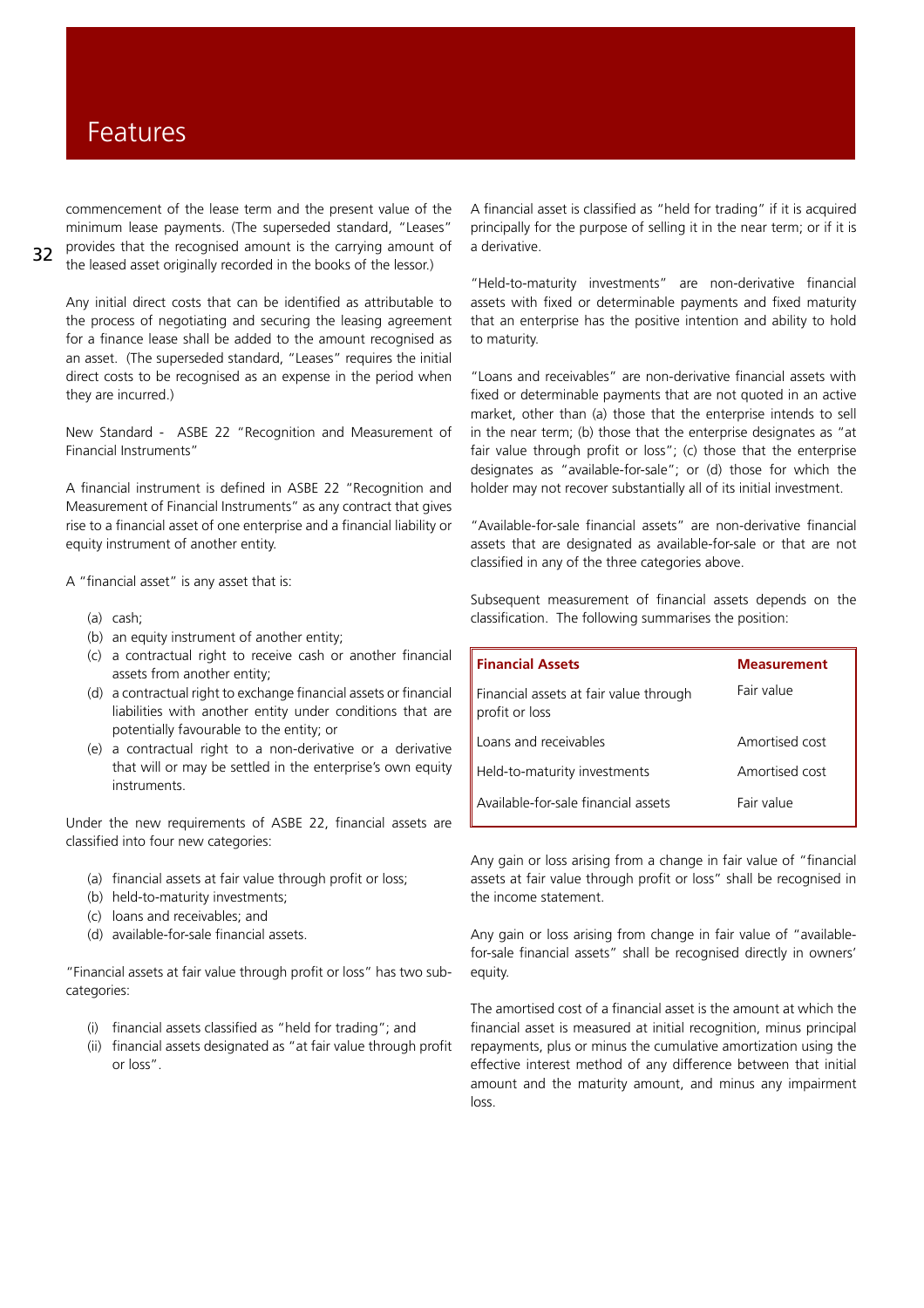# Features

commencement of the lease term and the present value of the minimum lease payments. (The superseded standard, "Leases" provides that the recognised amount is the carrying amount of the leased asset originally recorded in the books of the lessor.)

Any initial direct costs that can be identified as attributable to the process of negotiating and securing the leasing agreement for a finance lease shall be added to the amount recognised as an asset. (The superseded standard, "Leases" requires the initial direct costs to be recognised as an expense in the period when they are incurred.)

New Standard - ASBE 22 "Recognition and Measurement of Financial Instruments"

A financial instrument is defined in ASBE 22 "Recognition and Measurement of Financial Instruments" as any contract that gives rise to a financial asset of one enterprise and a financial liability or equity instrument of another entity.

A "financial asset" is any asset that is:

(a) cash;
(b) an equity instrument of another entity;
(c) a contractual right to receive cash or another financial assets from another entity;
(d) a contractual right to exchange financial assets or financial liabilities with another entity under conditions that are potentially favourable to the entity; or
(e) a contractual right to a non-derivative or a derivative that will or may be settled in the enterprise's own equity instruments.

Under the new requirements of ASBE 22, financial assets are classified into four new categories:

(a) financial assets at fair value through profit or loss;
(b) held-to-maturity investments;
(c) loans and receivables; and
(d) available-for-sale financial assets.

"Financial assets at fair value through profit or loss" has two sub-categories:

(i) financial assets classified as "held for trading"; and
(ii) financial assets designated as "at fair value through profit or loss".

A financial asset is classified as "held for trading" if it is acquired principally for the purpose of selling it in the near term; or if it is a derivative.

"Held-to-maturity investments" are non-derivative financial assets with fixed or determinable payments and fixed maturity that an enterprise has the positive intention and ability to hold to maturity.

"Loans and receivables" are non-derivative financial assets with fixed or determinable payments that are not quoted in an active market, other than (a) those that the enterprise intends to sell in the near term; (b) those that the enterprise designates as "at fair value through profit or loss"; (c) those that the enterprise designates as "available-for-sale"; or (d) those for which the holder may not recover substantially all of its initial investment.

"Available-for-sale financial assets" are non-derivative financial assets that are designated as available-for-sale or that are not classified in any of the three categories above.

Subsequent measurement of financial assets depends on the classification. The following summarises the position:

| **Financial Assets** | **Measurement** |
|---|---|
| Financial assets at fair value through profit or loss | Fair value |
| Loans and receivables | Amortised cost |
| Held-to-maturity investments | Amortised cost |
| Available-for-sale financial assets | Fair value |

Any gain or loss arising from a change in fair value of "financial assets at fair value through profit or loss" shall be recognised in the income statement.

Any gain or loss arising from change in fair value of "available-for-sale financial assets" shall be recognised directly in owners' equity.

The amortised cost of a financial asset is the amount at which the financial asset is measured at initial recognition, minus principal repayments, plus or minus the cumulative amortization using the effective interest method of any difference between that initial amount and the maturity amount, and minus any impairment loss.